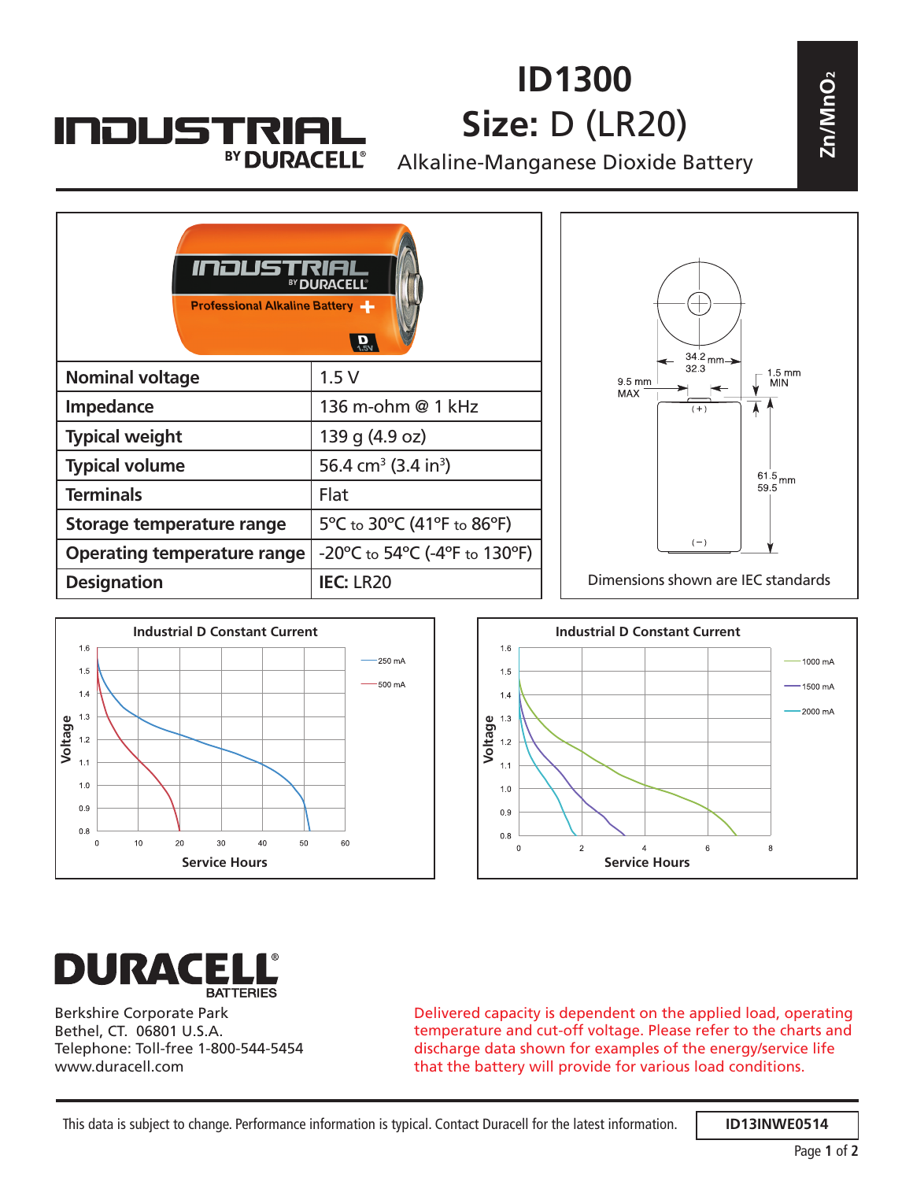INDUSTRIAL BY DURACELL

# ID1300

# Size: D (LR20)

Alkaline-Manganese Dioxide Battery

$Zn/MnO_2$

| Nominal voltage | 1.5 V |
|---|---|
| Impedance | 136 m-ohm @ 1 kHz |
| Typical weight | 139 g (4.9 oz) |
| Typical volume | 56.4 cm³ (3.4 in³) |
| Terminals | Flat |
| Storage temperature range | 5°C to 30°C (41°F to 86°F) |
| Operating temperature range | -20°C to 54°C (-4°F to 130°F) |
| Designation | **IEC:** LR20 |

Dimensions shown are IEC standards

**Industrial D Constant Current** (250 mA, 500 mA) — Voltage vs. Service Hours

**Industrial D Constant Current** (1000 mA, 1500 mA, 2000 mA) — Voltage vs. Service Hours

DURACELL BATTERIES

Berkshire Corporate Park
Bethel, CT. 06801 U.S.A.
Telephone: Toll-free 1-800-544-5454
www.duracell.com

Delivered capacity is dependent on the applied load, operating temperature and cut-off voltage. Please refer to the charts and discharge data shown for examples of the energy/service life that the battery will provide for various load conditions.

This data is subject to change. Performance information is typical. Contact Duracell for the latest information.

ID13INWE0514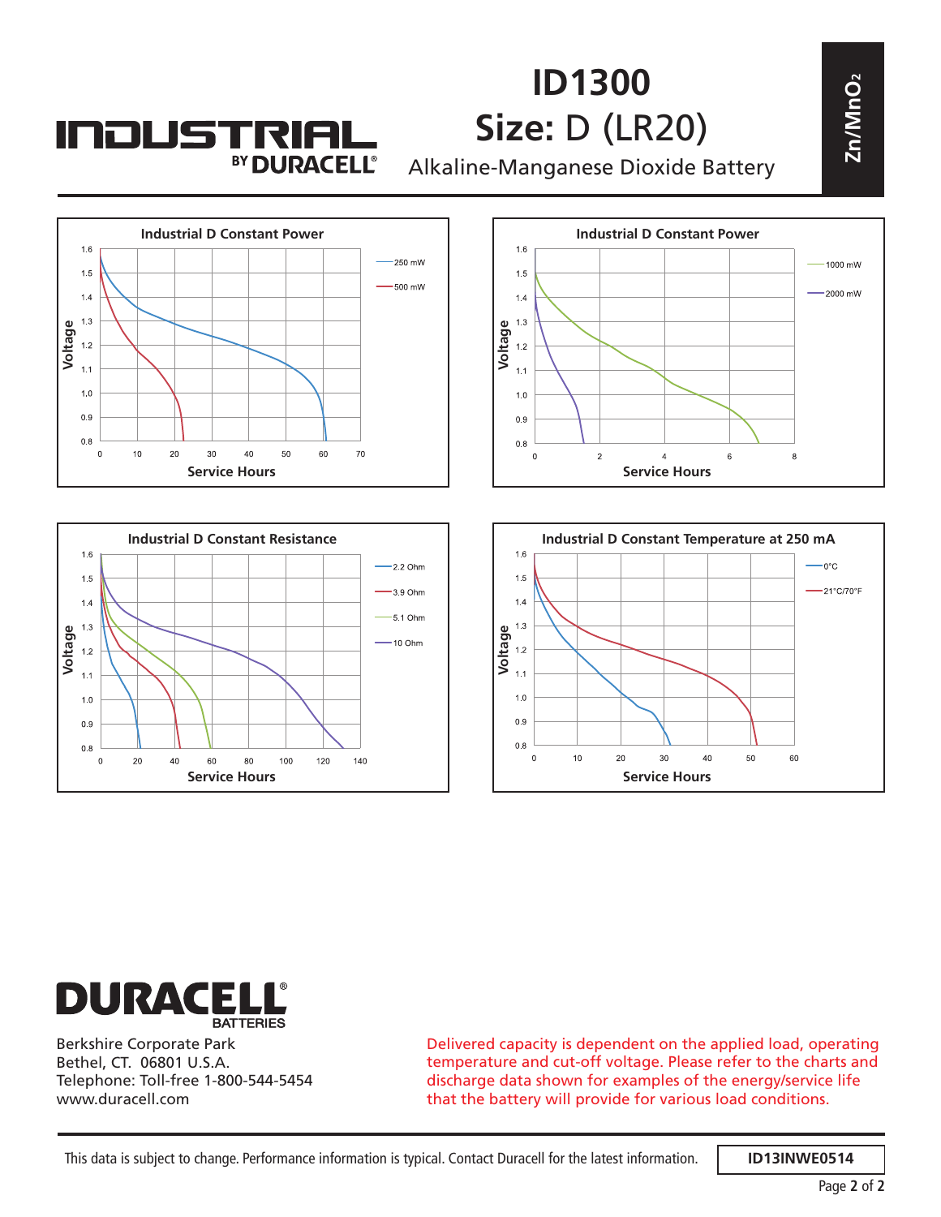INDUSTRIAL BY DURACELL®

# ID1300

## Size: D (LR20)

Alkaline-Manganese Dioxide Battery

$Zn/MnO_2$

**Industrial D Constant Power**

1.6
1.5
1.4
1.3
1.2
1.1
1.0
0.9
0.8

Voltage

0 10 20 30 40 50 60 70

Service Hours

250 mW
500 mW

**Industrial D Constant Power**

1.6
1.5
1.4
1.3
1.2
1.1
1.0
0.9
0.8

Voltage

0 2 4 6 8

Service Hours

1000 mW
2000 mW

**Industrial D Constant Resistance**

1.6
1.5
1.4
1.3
1.2
1.1
1.0
0.9
0.8

Voltage

0 20 40 60 80 100 120 140

Service Hours

2.2 Ohm
3.9 Ohm
5.1 Ohm
10 Ohm

**Industrial D Constant Temperature at 250 mA**

1.6
1.5
1.4
1.3
1.2
1.1
1.0
0.9
0.8

Voltage

0 10 20 30 40 50 60

Service Hours

0°C
21°C/70°F

DURACELL® BATTERIES

Berkshire Corporate Park
Bethel, CT. 06801 U.S.A.
Telephone: Toll-free 1-800-544-5454
www.duracell.com

Delivered capacity is dependent on the applied load, operating temperature and cut-off voltage. Please refer to the charts and discharge data shown for examples of the energy/service life that the battery will provide for various load conditions.

This data is subject to change. Performance information is typical. Contact Duracell for the latest information.

**ID13INWE0514**